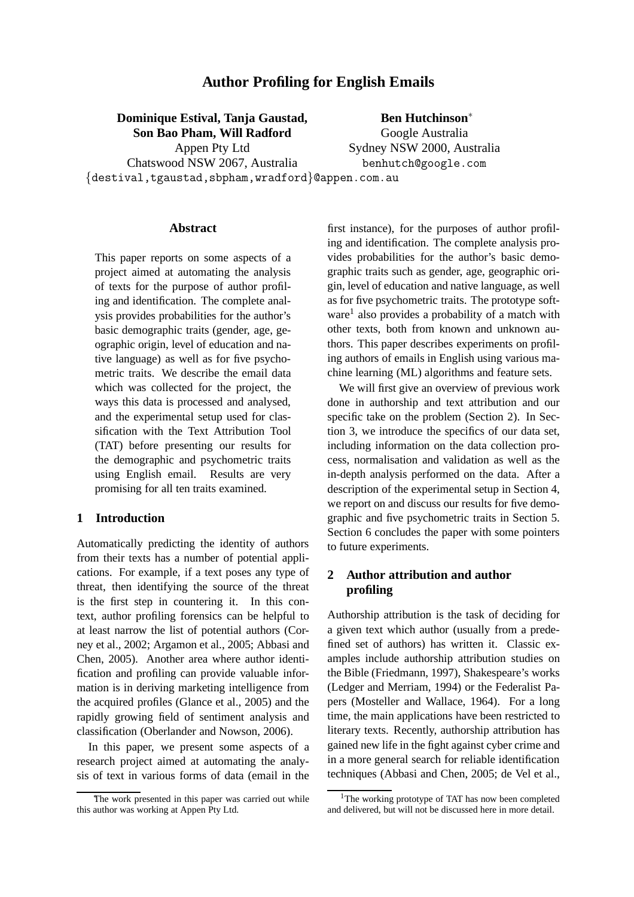# Author Profiling for English Emails

**Dominique Estival, Tanja Gaustad, Son Bao Pham, Will Radford**
Appen Pty Ltd
Chatswood NSW 2067, Australia
{destival,tgaustad,sbpham,wradford}@appen.com.au

**Ben Hutchinson**[*]
Google Australia
Sydney NSW 2000, Australia
benhutch@google.com

## Abstract

This paper reports on some aspects of a project aimed at automating the analysis of texts for the purpose of author profiling and identification. The complete analysis provides probabilities for the author's basic demographic traits (gender, age, geographic origin, level of education and native language) as well as for five psychometric traits. We describe the email data which was collected for the project, the ways this data is processed and analysed, and the experimental setup used for classification with the Text Attribution Tool (TAT) before presenting our results for the demographic and psychometric traits using English email. Results are very promising for all ten traits examined.

## 1 Introduction

Automatically predicting the identity of authors from their texts has a number of potential applications. For example, if a text poses any type of threat, then identifying the source of the threat is the first step in countering it. In this context, author profiling forensics can be helpful to at least narrow the list of potential authors (Corney et al., 2002; Argamon et al., 2005; Abbasi and Chen, 2005). Another area where author identification and profiling can provide valuable information is in deriving marketing intelligence from the acquired profiles (Glance et al., 2005) and the rapidly growing field of sentiment analysis and classification (Oberlander and Nowson, 2006).

In this paper, we present some aspects of a research project aimed at automating the analysis of text in various forms of data (email in the first instance), for the purposes of author profiling and identification. The complete analysis provides probabilities for the author's basic demographic traits such as gender, age, geographic origin, level of education and native language, as well as for five psychometric traits. The prototype software[1] also provides a probability of a match with other texts, both from known and unknown authors. This paper describes experiments on profiling authors of emails in English using various machine learning (ML) algorithms and feature sets.

We will first give an overview of previous work done in authorship and text attribution and our specific take on the problem (Section 2). In Section 3, we introduce the specifics of our data set, including information on the data collection process, normalisation and validation as well as the in-depth analysis performed on the data. After a description of the experimental setup in Section 4, we report on and discuss our results for five demographic and five psychometric traits in Section 5. Section 6 concludes the paper with some pointers to future experiments.

## 2 Author attribution and author profiling

Authorship attribution is the task of deciding for a given text which author (usually from a predefined set of authors) has written it. Classic examples include authorship attribution studies on the Bible (Friedmann, 1997), Shakespeare's works (Ledger and Merriam, 1994) or the Federalist Papers (Mosteller and Wallace, 1964). For a long time, the main applications have been restricted to literary texts. Recently, authorship attribution has gained new life in the fight against cyber crime and in a more general search for reliable identification techniques (Abbasi and Chen, 2005; de Vel et al.,

[*] The work presented in this paper was carried out while this author was working at Appen Pty Ltd.

[1] The working prototype of TAT has now been completed and delivered, but will not be discussed here in more detail.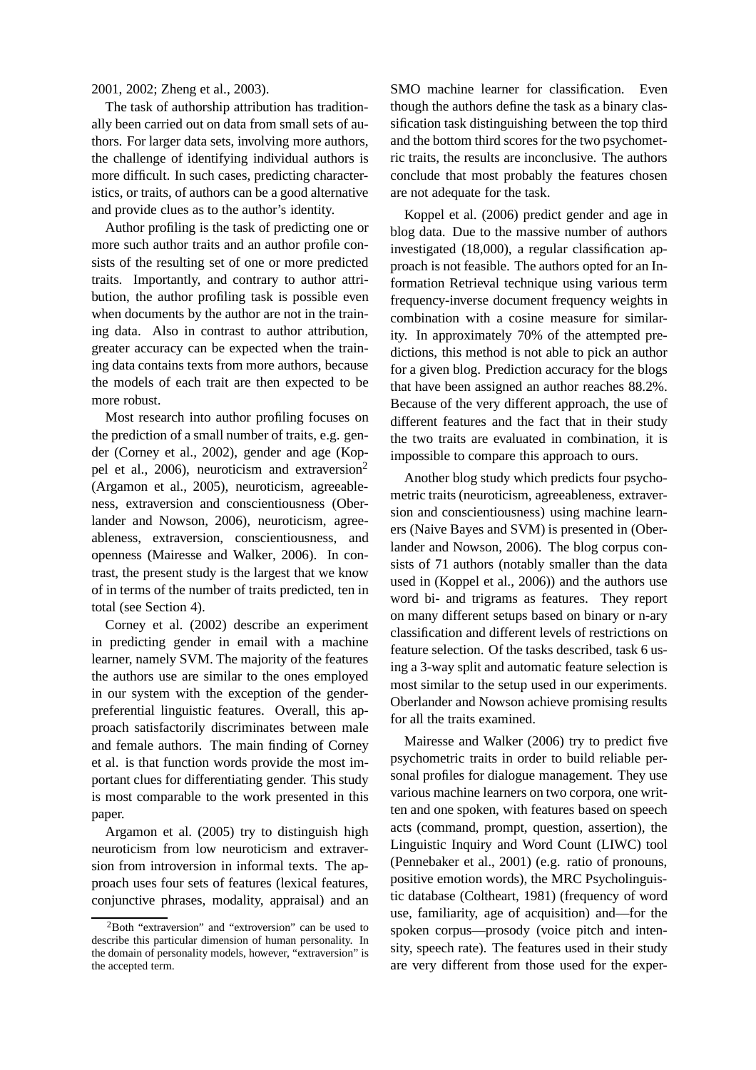2001, 2002; Zheng et al., 2003).

The task of authorship attribution has traditionally been carried out on data from small sets of authors. For larger data sets, involving more authors, the challenge of identifying individual authors is more difficult. In such cases, predicting characteristics, or traits, of authors can be a good alternative and provide clues as to the author's identity.

Author profiling is the task of predicting one or more such author traits and an author profile consists of the resulting set of one or more predicted traits. Importantly, and contrary to author attribution, the author profiling task is possible even when documents by the author are not in the training data. Also in contrast to author attribution, greater accuracy can be expected when the training data contains texts from more authors, because the models of each trait are then expected to be more robust.

Most research into author profiling focuses on the prediction of a small number of traits, e.g. gender (Corney et al., 2002), gender and age (Koppel et al., 2006), neuroticism and extraversion[2] (Argamon et al., 2005), neuroticism, agreeableness, extraversion and conscientiousness (Oberlander and Nowson, 2006), neuroticism, agreeableness, extraversion, conscientiousness, and openness (Mairesse and Walker, 2006). In contrast, the present study is the largest that we know of in terms of the number of traits predicted, ten in total (see Section 4).

Corney et al. (2002) describe an experiment in predicting gender in email with a machine learner, namely SVM. The majority of the features the authors use are similar to the ones employed in our system with the exception of the gender-preferential linguistic features. Overall, this approach satisfactorily discriminates between male and female authors. The main finding of Corney et al. is that function words provide the most important clues for differentiating gender. This study is most comparable to the work presented in this paper.

Argamon et al. (2005) try to distinguish high neuroticism from low neuroticism and extraversion from introversion in informal texts. The approach uses four sets of features (lexical features, conjunctive phrases, modality, appraisal) and an SMO machine learner for classification. Even though the authors define the task as a binary classification task distinguishing between the top third and the bottom third scores for the two psychometric traits, the results are inconclusive. The authors conclude that most probably the features chosen are not adequate for the task.

Koppel et al. (2006) predict gender and age in blog data. Due to the massive number of authors investigated (18,000), a regular classification approach is not feasible. The authors opted for an Information Retrieval technique using various term frequency-inverse document frequency weights in combination with a cosine measure for similarity. In approximately 70% of the attempted predictions, this method is not able to pick an author for a given blog. Prediction accuracy for the blogs that have been assigned an author reaches 88.2%. Because of the very different approach, the use of different features and the fact that in their study the two traits are evaluated in combination, it is impossible to compare this approach to ours.

Another blog study which predicts four psychometric traits (neuroticism, agreeableness, extraversion and conscientiousness) using machine learners (Naive Bayes and SVM) is presented in (Oberlander and Nowson, 2006). The blog corpus consists of 71 authors (notably smaller than the data used in (Koppel et al., 2006)) and the authors use word bi- and trigrams as features. They report on many different setups based on binary or n-ary classification and different levels of restrictions on feature selection. Of the tasks described, task 6 using a 3-way split and automatic feature selection is most similar to the setup used in our experiments. Oberlander and Nowson achieve promising results for all the traits examined.

Mairesse and Walker (2006) try to predict five psychometric traits in order to build reliable personal profiles for dialogue management. They use various machine learners on two corpora, one written and one spoken, with features based on speech acts (command, prompt, question, assertion), the Linguistic Inquiry and Word Count (LIWC) tool (Pennebaker et al., 2001) (e.g. ratio of pronouns, positive emotion words), the MRC Psycholinguistic database (Coltheart, 1981) (frequency of word use, familiarity, age of acquisition) and—for the spoken corpus—prosody (voice pitch and intensity, speech rate). The features used in their study are very different from those used for the exper-

[2] Both "extraversion" and "extroversion" can be used to describe this particular dimension of human personality. In the domain of personality models, however, "extraversion" is the accepted term.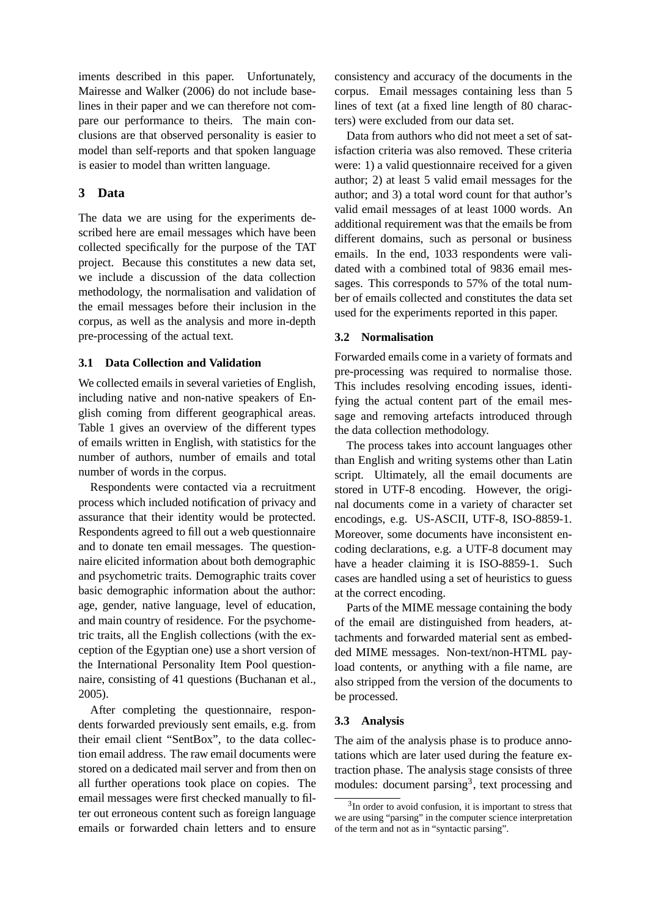iments described in this paper. Unfortunately, Mairesse and Walker (2006) do not include baselines in their paper and we can therefore not compare our performance to theirs. The main conclusions are that observed personality is easier to model than self-reports and that spoken language is easier to model than written language.

## 3 Data

The data we are using for the experiments described here are email messages which have been collected specifically for the purpose of the TAT project. Because this constitutes a new data set, we include a discussion of the data collection methodology, the normalisation and validation of the email messages before their inclusion in the corpus, as well as the analysis and more in-depth pre-processing of the actual text.

### 3.1 Data Collection and Validation

We collected emails in several varieties of English, including native and non-native speakers of English coming from different geographical areas. Table 1 gives an overview of the different types of emails written in English, with statistics for the number of authors, number of emails and total number of words in the corpus.

Respondents were contacted via a recruitment process which included notification of privacy and assurance that their identity would be protected. Respondents agreed to fill out a web questionnaire and to donate ten email messages. The questionnaire elicited information about both demographic and psychometric traits. Demographic traits cover basic demographic information about the author: age, gender, native language, level of education, and main country of residence. For the psychometric traits, all the English collections (with the exception of the Egyptian one) use a short version of the International Personality Item Pool questionnaire, consisting of 41 questions (Buchanan et al., 2005).

After completing the questionnaire, respondents forwarded previously sent emails, e.g. from their email client "SentBox", to the data collection email address. The raw email documents were stored on a dedicated mail server and from then on all further operations took place on copies. The email messages were first checked manually to filter out erroneous content such as foreign language emails or forwarded chain letters and to ensure consistency and accuracy of the documents in the corpus. Email messages containing less than 5 lines of text (at a fixed line length of 80 characters) were excluded from our data set.

Data from authors who did not meet a set of satisfaction criteria was also removed. These criteria were: 1) a valid questionnaire received for a given author; 2) at least 5 valid email messages for the author; and 3) a total word count for that author's valid email messages of at least 1000 words. An additional requirement was that the emails be from different domains, such as personal or business emails. In the end, 1033 respondents were validated with a combined total of 9836 email messages. This corresponds to 57% of the total number of emails collected and constitutes the data set used for the experiments reported in this paper.

### 3.2 Normalisation

Forwarded emails come in a variety of formats and pre-processing was required to normalise those. This includes resolving encoding issues, identifying the actual content part of the email message and removing artefacts introduced through the data collection methodology.

The process takes into account languages other than English and writing systems other than Latin script. Ultimately, all the email documents are stored in UTF-8 encoding. However, the original documents come in a variety of character set encodings, e.g. US-ASCII, UTF-8, ISO-8859-1. Moreover, some documents have inconsistent encoding declarations, e.g. a UTF-8 document may have a header claiming it is ISO-8859-1. Such cases are handled using a set of heuristics to guess at the correct encoding.

Parts of the MIME message containing the body of the email are distinguished from headers, attachments and forwarded material sent as embedded MIME messages. Non-text/non-HTML payload contents, or anything with a file name, are also stripped from the version of the documents to be processed.

### 3.3 Analysis

The aim of the analysis phase is to produce annotations which are later used during the feature extraction phase. The analysis stage consists of three modules: document parsing[3], text processing and

[3]In order to avoid confusion, it is important to stress that we are using "parsing" in the computer science interpretation of the term and not as in "syntactic parsing".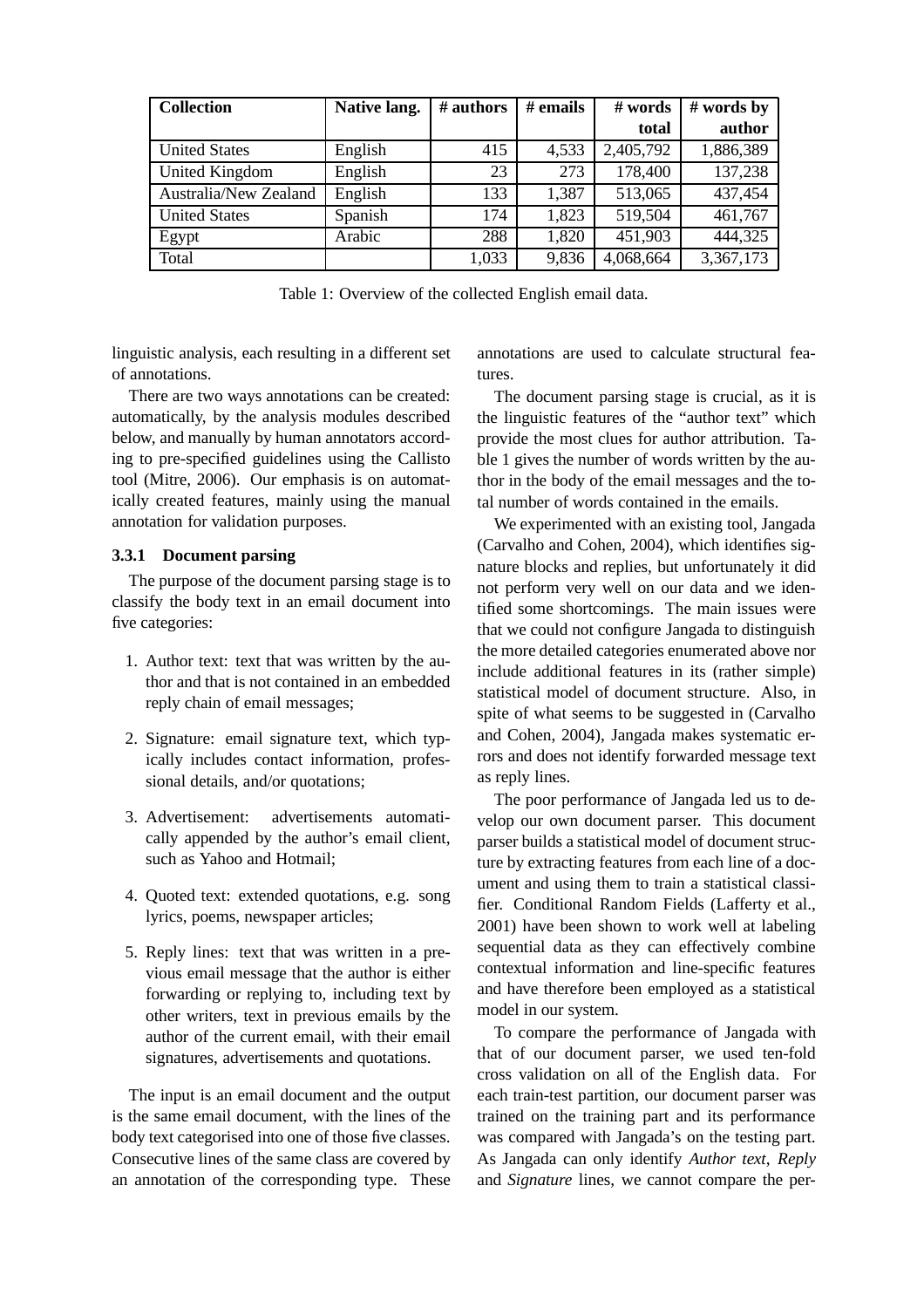| Collection | Native lang. | # authors | # emails | # words total | # words by author |
|---|---|---|---|---|---|
| United States | English | 415 | 4,533 | 2,405,792 | 1,886,389 |
| United Kingdom | English | 23 | 273 | 178,400 | 137,238 |
| Australia/New Zealand | English | 133 | 1,387 | 513,065 | 437,454 |
| United States | Spanish | 174 | 1,823 | 519,504 | 461,767 |
| Egypt | Arabic | 288 | 1,820 | 451,903 | 444,325 |
| Total | | 1,033 | 9,836 | 4,068,664 | 3,367,173 |

Table 1: Overview of the collected English email data.

linguistic analysis, each resulting in a different set of annotations.

There are two ways annotations can be created: automatically, by the analysis modules described below, and manually by human annotators according to pre-specified guidelines using the Callisto tool (Mitre, 2006). Our emphasis is on automatically created features, mainly using the manual annotation for validation purposes.

#### 3.3.1 Document parsing

The purpose of the document parsing stage is to classify the body text in an email document into five categories:

1. Author text: text that was written by the author and that is not contained in an embedded reply chain of email messages;
2. Signature: email signature text, which typically includes contact information, professional details, and/or quotations;
3. Advertisement: advertisements automatically appended by the author's email client, such as Yahoo and Hotmail;
4. Quoted text: extended quotations, e.g. song lyrics, poems, newspaper articles;
5. Reply lines: text that was written in a previous email message that the author is either forwarding or replying to, including text by other writers, text in previous emails by the author of the current email, with their email signatures, advertisements and quotations.

The input is an email document and the output is the same email document, with the lines of the body text categorised into one of those five classes. Consecutive lines of the same class are covered by an annotation of the corresponding type. These annotations are used to calculate structural features.

The document parsing stage is crucial, as it is the linguistic features of the "author text" which provide the most clues for author attribution. Table 1 gives the number of words written by the author in the body of the email messages and the total number of words contained in the emails.

We experimented with an existing tool, Jangada (Carvalho and Cohen, 2004), which identifies signature blocks and replies, but unfortunately it did not perform very well on our data and we identified some shortcomings. The main issues were that we could not configure Jangada to distinguish the more detailed categories enumerated above nor include additional features in its (rather simple) statistical model of document structure. Also, in spite of what seems to be suggested in (Carvalho and Cohen, 2004), Jangada makes systematic errors and does not identify forwarded message text as reply lines.

The poor performance of Jangada led us to develop our own document parser. This document parser builds a statistical model of document structure by extracting features from each line of a document and using them to train a statistical classifier. Conditional Random Fields (Lafferty et al., 2001) have been shown to work well at labeling sequential data as they can effectively combine contextual information and line-specific features and have therefore been employed as a statistical model in our system.

To compare the performance of Jangada with that of our document parser, we used ten-fold cross validation on all of the English data. For each train-test partition, our document parser was trained on the training part and its performance was compared with Jangada's on the testing part. As Jangada can only identify *Author text*, *Reply* and *Signature* lines, we cannot compare the per-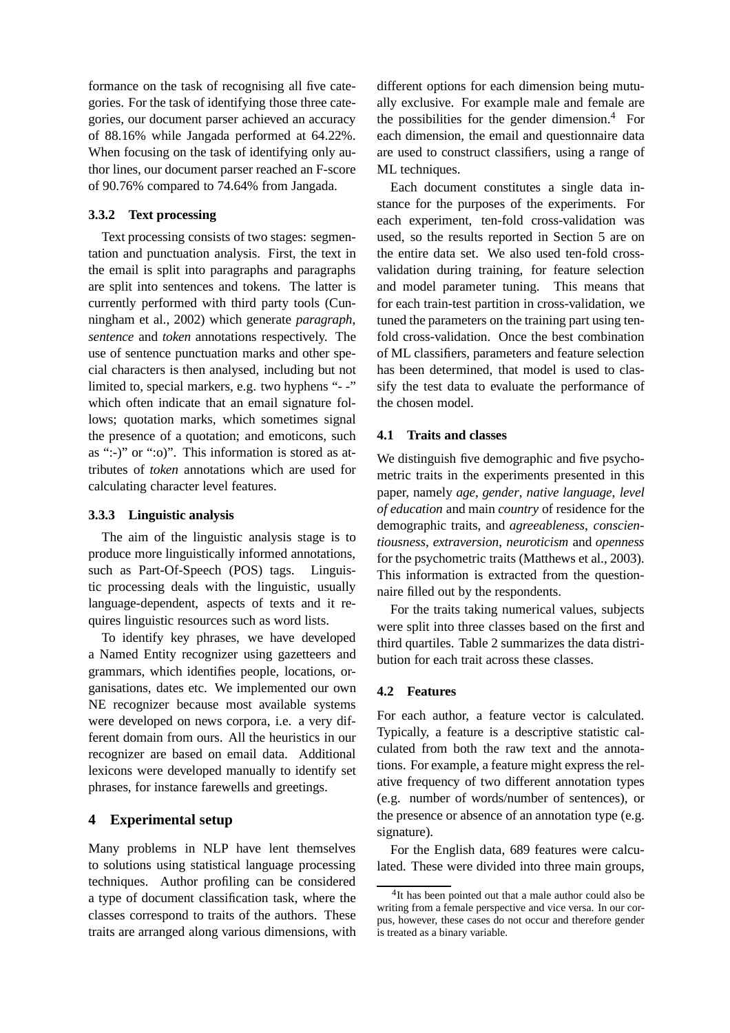formance on the task of recognising all five categories. For the task of identifying those three categories, our document parser achieved an accuracy of 88.16% while Jangada performed at 64.22%. When focusing on the task of identifying only author lines, our document parser reached an F-score of 90.76% compared to 74.64% from Jangada.

#### 3.3.2 Text processing

Text processing consists of two stages: segmentation and punctuation analysis. First, the text in the email is split into paragraphs and paragraphs are split into sentences and tokens. The latter is currently performed with third party tools (Cunningham et al., 2002) which generate *paragraph*, *sentence* and *token* annotations respectively. The use of sentence punctuation marks and other special characters is then analysed, including but not limited to, special markers, e.g. two hyphens "- -" which often indicate that an email signature follows; quotation marks, which sometimes signal the presence of a quotation; and emoticons, such as ":-)" or ":o)". This information is stored as attributes of *token* annotations which are used for calculating character level features.

#### 3.3.3 Linguistic analysis

The aim of the linguistic analysis stage is to produce more linguistically informed annotations, such as Part-Of-Speech (POS) tags. Linguistic processing deals with the linguistic, usually language-dependent, aspects of texts and it requires linguistic resources such as word lists.

To identify key phrases, we have developed a Named Entity recognizer using gazetteers and grammars, which identifies people, locations, organisations, dates etc. We implemented our own NE recognizer because most available systems were developed on news corpora, i.e. a very different domain from ours. All the heuristics in our recognizer are based on email data. Additional lexicons were developed manually to identify set phrases, for instance farewells and greetings.

## 4 Experimental setup

Many problems in NLP have lent themselves to solutions using statistical language processing techniques. Author profiling can be considered a type of document classification task, where the classes correspond to traits of the authors. These traits are arranged along various dimensions, with different options for each dimension being mutually exclusive. For example male and female are the possibilities for the gender dimension.[4] For each dimension, the email and questionnaire data are used to construct classifiers, using a range of ML techniques.

Each document constitutes a single data instance for the purposes of the experiments. For each experiment, ten-fold cross-validation was used, so the results reported in Section 5 are on the entire data set. We also used ten-fold cross-validation during training, for feature selection and model parameter tuning. This means that for each train-test partition in cross-validation, we tuned the parameters on the training part using ten-fold cross-validation. Once the best combination of ML classifiers, parameters and feature selection has been determined, that model is used to classify the test data to evaluate the performance of the chosen model.

### 4.1 Traits and classes

We distinguish five demographic and five psychometric traits in the experiments presented in this paper, namely *age*, *gender*, *native language*, *level of education* and main *country* of residence for the demographic traits, and *agreeableness*, *conscientiousness*, *extraversion*, *neuroticism* and *openness* for the psychometric traits (Matthews et al., 2003). This information is extracted from the questionnaire filled out by the respondents.

For the traits taking numerical values, subjects were split into three classes based on the first and third quartiles. Table 2 summarizes the data distribution for each trait across these classes.

### 4.2 Features

For each author, a feature vector is calculated. Typically, a feature is a descriptive statistic calculated from both the raw text and the annotations. For example, a feature might express the relative frequency of two different annotation types (e.g. number of words/number of sentences), or the presence or absence of an annotation type (e.g. signature).

For the English data, 689 features were calculated. These were divided into three main groups,

[4] It has been pointed out that a male author could also be writing from a female perspective and vice versa. In our corpus, however, these cases do not occur and therefore gender is treated as a binary variable.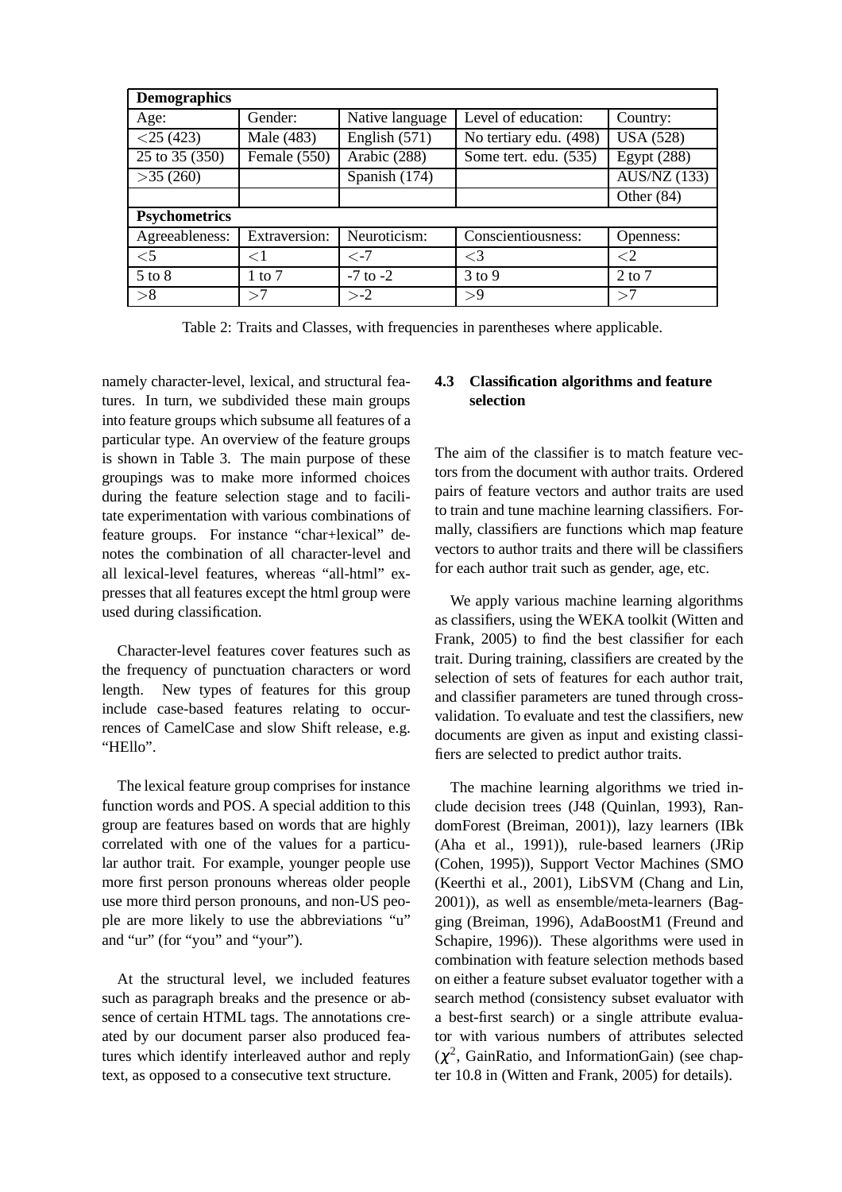| **Demographics** | | | | |
|---|---|---|---|---|
| Age: | Gender: | Native language | Level of education: | Country: |
| <25 (423) | Male (483) | English (571) | No tertiary edu. (498) | USA (528) |
| 25 to 35 (350) | Female (550) | Arabic (288) | Some tert. edu. (535) | Egypt (288) |
| >35 (260) | | Spanish (174) | | AUS/NZ (133) |
| | | | | Other (84) |
| **Psychometrics** | | | | |
| Agreeableness: | Extraversion: | Neuroticism: | Conscientiousness: | Openness: |
| <5 | <1 | <-7 | <3 | <2 |
| 5 to 8 | 1 to 7 | -7 to -2 | 3 to 9 | 2 to 7 |
| >8 | >7 | >-2 | >9 | >7 |

Table 2: Traits and Classes, with frequencies in parentheses where applicable.

namely character-level, lexical, and structural features. In turn, we subdivided these main groups into feature groups which subsume all features of a particular type. An overview of the feature groups is shown in Table 3. The main purpose of these groupings was to make more informed choices during the feature selection stage and to facilitate experimentation with various combinations of feature groups. For instance "char+lexical" denotes the combination of all character-level and all lexical-level features, whereas "all-html" expresses that all features except the html group were used during classification.

Character-level features cover features such as the frequency of punctuation characters or word length. New types of features for this group include case-based features relating to occurrences of CamelCase and slow Shift release, e.g. "HEllo".

The lexical feature group comprises for instance function words and POS. A special addition to this group are features based on words that are highly correlated with one of the values for a particular author trait. For example, younger people use more first person pronouns whereas older people use more third person pronouns, and non-US people are more likely to use the abbreviations "u" and "ur" (for "you" and "your").

At the structural level, we included features such as paragraph breaks and the presence or absence of certain HTML tags. The annotations created by our document parser also produced features which identify interleaved author and reply text, as opposed to a consecutive text structure.

### 4.3 Classification algorithms and feature selection

The aim of the classifier is to match feature vectors from the document with author traits. Ordered pairs of feature vectors and author traits are used to train and tune machine learning classifiers. Formally, classifiers are functions which map feature vectors to author traits and there will be classifiers for each author trait such as gender, age, etc.

We apply various machine learning algorithms as classifiers, using the WEKA toolkit (Witten and Frank, 2005) to find the best classifier for each trait. During training, classifiers are created by the selection of sets of features for each author trait, and classifier parameters are tuned through cross-validation. To evaluate and test the classifiers, new documents are given as input and existing classifiers are selected to predict author traits.

The machine learning algorithms we tried include decision trees (J48 (Quinlan, 1993), RandomForest (Breiman, 2001)), lazy learners (IBk (Aha et al., 1991)), rule-based learners (JRip (Cohen, 1995)), Support Vector Machines (SMO (Keerthi et al., 2001), LibSVM (Chang and Lin, 2001)), as well as ensemble/meta-learners (Bagging (Breiman, 1996), AdaBoostM1 (Freund and Schapire, 1996)). These algorithms were used in combination with feature selection methods based on either a feature subset evaluator together with a search method (consistency subset evaluator with a best-first search) or a single attribute evaluator with various numbers of attributes selected ($\chi^2$, GainRatio, and InformationGain) (see chapter 10.8 in (Witten and Frank, 2005) for details).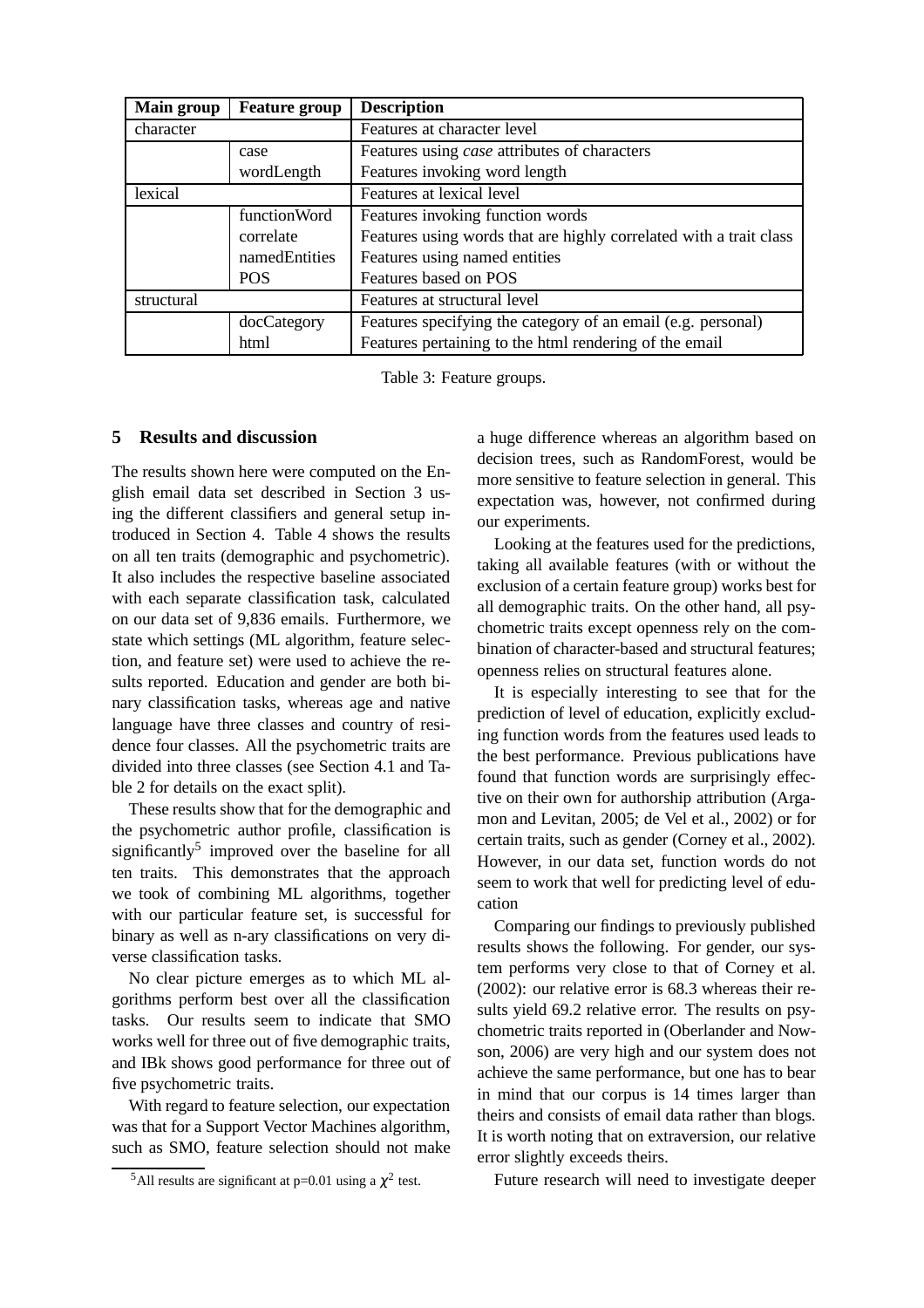| Main group | Feature group | Description |
|---|---|---|
| character | | Features at character level |
| | case | Features using *case* attributes of characters |
| | wordLength | Features invoking word length |
| lexical | | Features at lexical level |
| | functionWord | Features invoking function words |
| | correlate | Features using words that are highly correlated with a trait class |
| | namedEntities | Features using named entities |
| | POS | Features based on POS |
| structural | | Features at structural level |
| | docCategory | Features specifying the category of an email (e.g. personal) |
| | html | Features pertaining to the html rendering of the email |

Table 3: Feature groups.

## 5 Results and discussion

The results shown here were computed on the English email data set described in Section 3 using the different classifiers and general setup introduced in Section 4. Table 4 shows the results on all ten traits (demographic and psychometric). It also includes the respective baseline associated with each separate classification task, calculated on our data set of 9,836 emails. Furthermore, we state which settings (ML algorithm, feature selection, and feature set) were used to achieve the results reported. Education and gender are both binary classification tasks, whereas age and native language have three classes and country of residence four classes. All the psychometric traits are divided into three classes (see Section 4.1 and Table 2 for details on the exact split).

These results show that for the demographic and the psychometric author profile, classification is significantly[5] improved over the baseline for all ten traits. This demonstrates that the approach we took of combining ML algorithms, together with our particular feature set, is successful for binary as well as n-ary classifications on very diverse classification tasks.

No clear picture emerges as to which ML algorithms perform best over all the classification tasks. Our results seem to indicate that SMO works well for three out of five demographic traits, and IBk shows good performance for three out of five psychometric traits.

With regard to feature selection, our expectation was that for a Support Vector Machines algorithm, such as SMO, feature selection should not make a huge difference whereas an algorithm based on decision trees, such as RandomForest, would be more sensitive to feature selection in general. This expectation was, however, not confirmed during our experiments.

Looking at the features used for the predictions, taking all available features (with or without the exclusion of a certain feature group) works best for all demographic traits. On the other hand, all psychometric traits except openness rely on the combination of character-based and structural features; openness relies on structural features alone.

It is especially interesting to see that for the prediction of level of education, explicitly excluding function words from the features used leads to the best performance. Previous publications have found that function words are surprisingly effective on their own for authorship attribution (Argamon and Levitan, 2005; de Vel et al., 2002) or for certain traits, such as gender (Corney et al., 2002). However, in our data set, function words do not seem to work that well for predicting level of education

Comparing our findings to previously published results shows the following. For gender, our system performs very close to that of Corney et al. (2002): our relative error is 68.3 whereas their results yield 69.2 relative error. The results on psychometric traits reported in (Oberlander and Nowson, 2006) are very high and our system does not achieve the same performance, but one has to bear in mind that our corpus is 14 times larger than theirs and consists of email data rather than blogs. It is worth noting that on extraversion, our relative error slightly exceeds theirs.

Future research will need to investigate deeper

[5] All results are significant at p=0.01 using a $\chi^2$ test.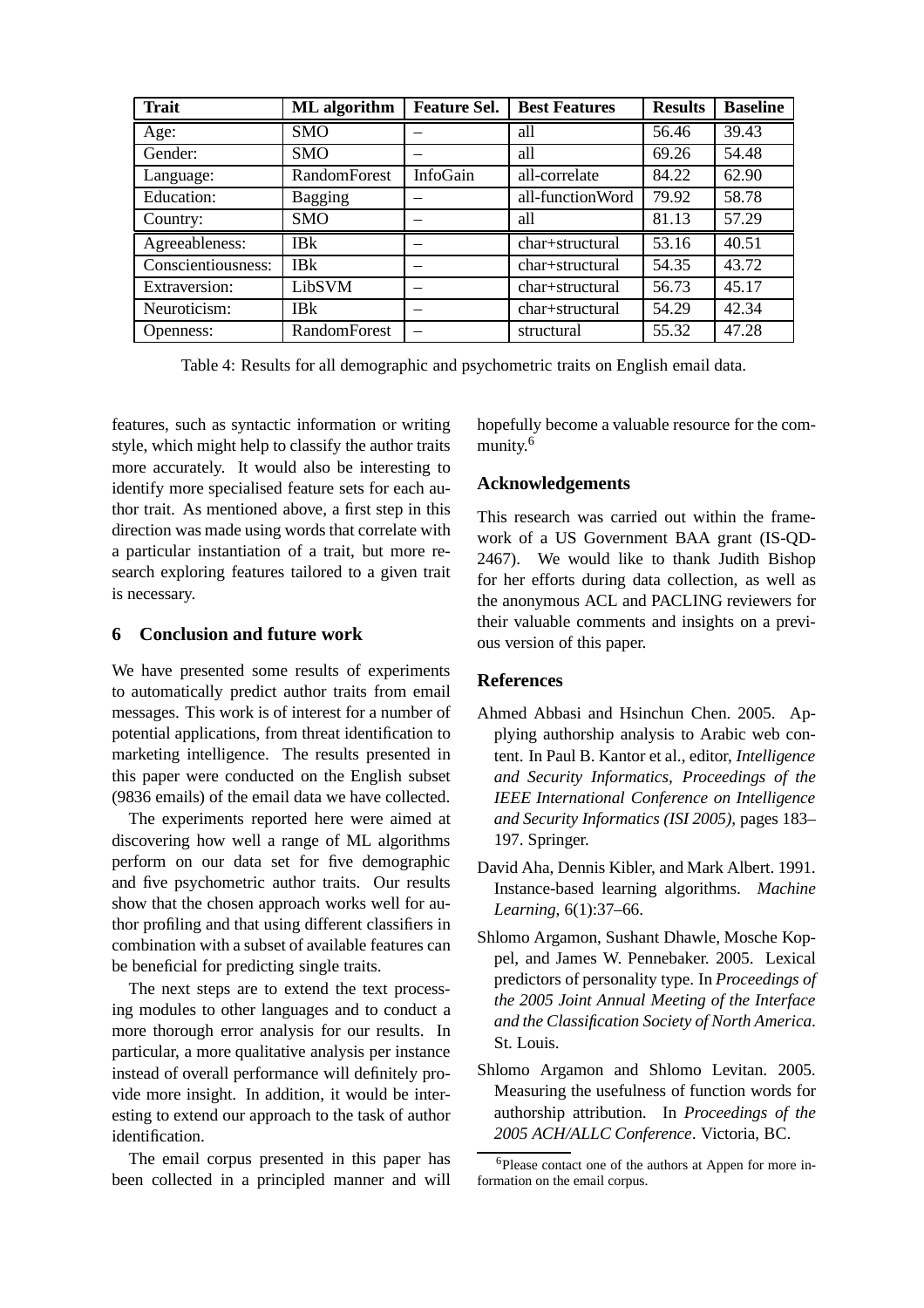| Trait | ML algorithm | Feature Sel. | Best Features | Results | Baseline |
|---|---|---|---|---|---|
| Age: | SMO | – | all | 56.46 | 39.43 |
| Gender: | SMO | – | all | 69.26 | 54.48 |
| Language: | RandomForest | InfoGain | all-correlate | 84.22 | 62.90 |
| Education: | Bagging | – | all-functionWord | 79.92 | 58.78 |
| Country: | SMO | – | all | 81.13 | 57.29 |
| Agreeableness: | IBk | – | char+structural | 53.16 | 40.51 |
| Conscientiousness: | IBk | – | char+structural | 54.35 | 43.72 |
| Extraversion: | LibSVM | – | char+structural | 56.73 | 45.17 |
| Neuroticism: | IBk | – | char+structural | 54.29 | 42.34 |
| Openness: | RandomForest | – | structural | 55.32 | 47.28 |

Table 4: Results for all demographic and psychometric traits on English email data.

features, such as syntactic information or writing style, which might help to classify the author traits more accurately. It would also be interesting to identify more specialised feature sets for each author trait. As mentioned above, a first step in this direction was made using words that correlate with a particular instantiation of a trait, but more research exploring features tailored to a given trait is necessary.

## 6 Conclusion and future work

We have presented some results of experiments to automatically predict author traits from email messages. This work is of interest for a number of potential applications, from threat identification to marketing intelligence. The results presented in this paper were conducted on the English subset (9836 emails) of the email data we have collected.

The experiments reported here were aimed at discovering how well a range of ML algorithms perform on our data set for five demographic and five psychometric author traits. Our results show that the chosen approach works well for author profiling and that using different classifiers in combination with a subset of available features can be beneficial for predicting single traits.

The next steps are to extend the text processing modules to other languages and to conduct a more thorough error analysis for our results. In particular, a more qualitative analysis per instance instead of overall performance will definitely provide more insight. In addition, it would be interesting to extend our approach to the task of author identification.

The email corpus presented in this paper has been collected in a principled manner and will hopefully become a valuable resource for the community.[6]

## Acknowledgements

This research was carried out within the framework of a US Government BAA grant (IS-QD-2467). We would like to thank Judith Bishop for her efforts during data collection, as well as the anonymous ACL and PACLING reviewers for their valuable comments and insights on a previous version of this paper.

## References

Ahmed Abbasi and Hsinchun Chen. 2005. Applying authorship analysis to Arabic web content. In Paul B. Kantor et al., editor, *Intelligence and Security Informatics, Proceedings of the IEEE International Conference on Intelligence and Security Informatics (ISI 2005)*, pages 183–197. Springer.

David Aha, Dennis Kibler, and Mark Albert. 1991. Instance-based learning algorithms. *Machine Learning*, 6(1):37–66.

Shlomo Argamon, Sushant Dhawle, Mosche Koppel, and James W. Pennebaker. 2005. Lexical predictors of personality type. In *Proceedings of the 2005 Joint Annual Meeting of the Interface and the Classification Society of North America*. St. Louis.

Shlomo Argamon and Shlomo Levitan. 2005. Measuring the usefulness of function words for authorship attribution. In *Proceedings of the 2005 ACH/ALLC Conference*. Victoria, BC.

[6] Please contact one of the authors at Appen for more information on the email corpus.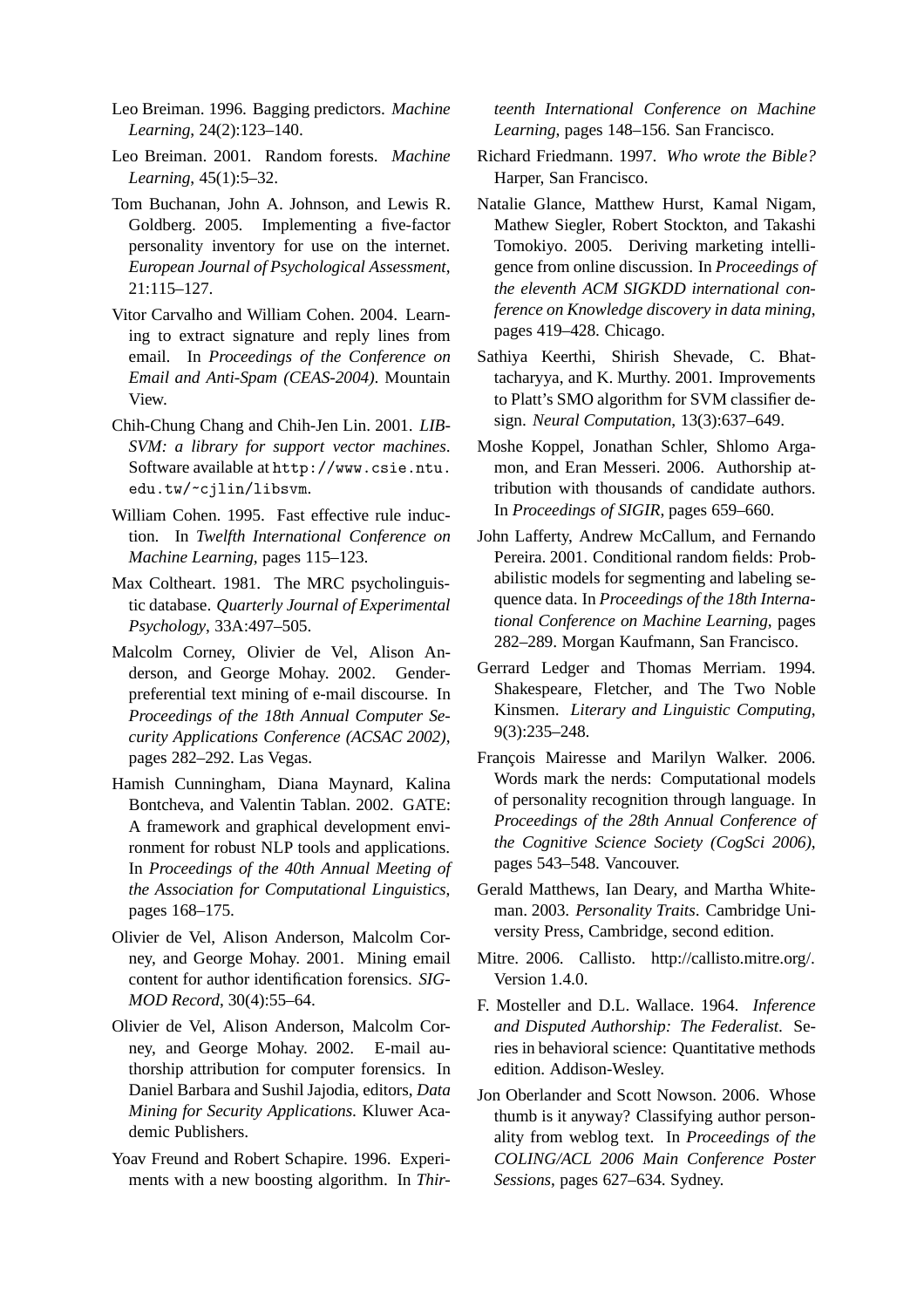Leo Breiman. 1996. Bagging predictors. *Machine Learning*, 24(2):123–140.

Leo Breiman. 2001. Random forests. *Machine Learning*, 45(1):5–32.

Tom Buchanan, John A. Johnson, and Lewis R. Goldberg. 2005. Implementing a five-factor personality inventory for use on the internet. *European Journal of Psychological Assessment*, 21:115–127.

Vitor Carvalho and William Cohen. 2004. Learning to extract signature and reply lines from email. In *Proceedings of the Conference on Email and Anti-Spam (CEAS-2004)*. Mountain View.

Chih-Chung Chang and Chih-Jen Lin. 2001. *LIBSVM: a library for support vector machines*. Software available at `http://www.csie.ntu.edu.tw/~cjlin/libsvm`.

William Cohen. 1995. Fast effective rule induction. In *Twelfth International Conference on Machine Learning*, pages 115–123.

Max Coltheart. 1981. The MRC psycholinguistic database. *Quarterly Journal of Experimental Psychology*, 33A:497–505.

Malcolm Corney, Olivier de Vel, Alison Anderson, and George Mohay. 2002. Gender-preferential text mining of e-mail discourse. In *Proceedings of the 18th Annual Computer Security Applications Conference (ACSAC 2002)*, pages 282–292. Las Vegas.

Hamish Cunningham, Diana Maynard, Kalina Bontcheva, and Valentin Tablan. 2002. GATE: A framework and graphical development environment for robust NLP tools and applications. In *Proceedings of the 40th Annual Meeting of the Association for Computational Linguistics*, pages 168–175.

Olivier de Vel, Alison Anderson, Malcolm Corney, and George Mohay. 2001. Mining email content for author identification forensics. *SIGMOD Record*, 30(4):55–64.

Olivier de Vel, Alison Anderson, Malcolm Corney, and George Mohay. 2002. E-mail authorship attribution for computer forensics. In Daniel Barbara and Sushil Jajodia, editors, *Data Mining for Security Applications*. Kluwer Academic Publishers.

Yoav Freund and Robert Schapire. 1996. Experiments with a new boosting algorithm. In *Thirteenth International Conference on Machine Learning*, pages 148–156. San Francisco.

Richard Friedmann. 1997. *Who wrote the Bible?* Harper, San Francisco.

Natalie Glance, Matthew Hurst, Kamal Nigam, Mathew Siegler, Robert Stockton, and Takashi Tomokiyo. 2005. Deriving marketing intelligence from online discussion. In *Proceedings of the eleventh ACM SIGKDD international conference on Knowledge discovery in data mining*, pages 419–428. Chicago.

Sathiya Keerthi, Shirish Shevade, C. Bhattacharyya, and K. Murthy. 2001. Improvements to Platt's SMO algorithm for SVM classifier design. *Neural Computation*, 13(3):637–649.

Moshe Koppel, Jonathan Schler, Shlomo Argamon, and Eran Messeri. 2006. Authorship attribution with thousands of candidate authors. In *Proceedings of SIGIR*, pages 659–660.

John Lafferty, Andrew McCallum, and Fernando Pereira. 2001. Conditional random fields: Probabilistic models for segmenting and labeling sequence data. In *Proceedings of the 18th International Conference on Machine Learning*, pages 282–289. Morgan Kaufmann, San Francisco.

Gerrard Ledger and Thomas Merriam. 1994. Shakespeare, Fletcher, and The Two Noble Kinsmen. *Literary and Linguistic Computing*, 9(3):235–248.

François Mairesse and Marilyn Walker. 2006. Words mark the nerds: Computational models of personality recognition through language. In *Proceedings of the 28th Annual Conference of the Cognitive Science Society (CogSci 2006)*, pages 543–548. Vancouver.

Gerald Matthews, Ian Deary, and Martha Whiteman. 2003. *Personality Traits*. Cambridge University Press, Cambridge, second edition.

Mitre. 2006. Callisto. http://callisto.mitre.org/. Version 1.4.0.

F. Mosteller and D.L. Wallace. 1964. *Inference and Disputed Authorship: The Federalist*. Series in behavioral science: Quantitative methods edition. Addison-Wesley.

Jon Oberlander and Scott Nowson. 2006. Whose thumb is it anyway? Classifying author personality from weblog text. In *Proceedings of the COLING/ACL 2006 Main Conference Poster Sessions*, pages 627–634. Sydney.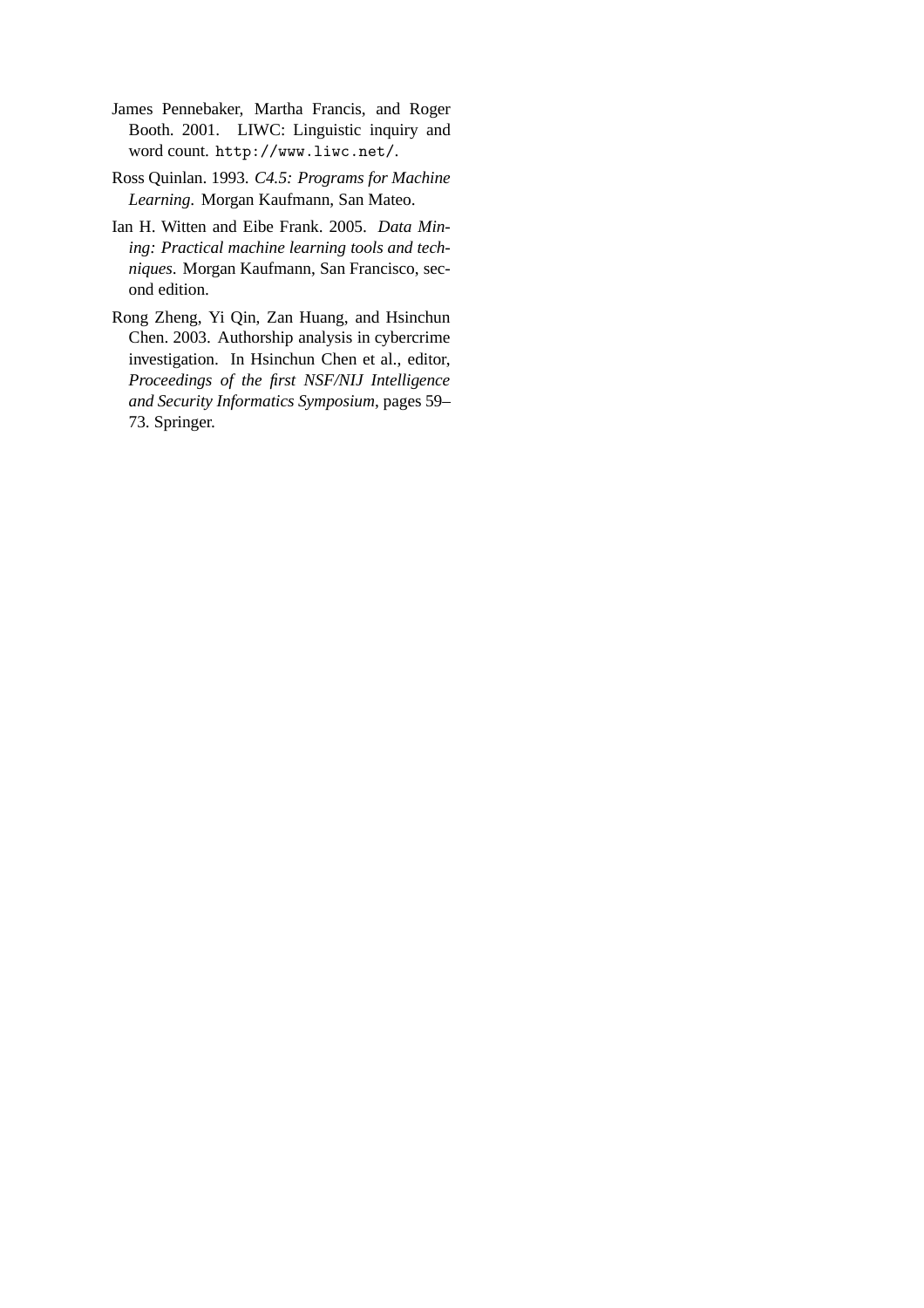James Pennebaker, Martha Francis, and Roger Booth. 2001. LIWC: Linguistic inquiry and word count. `http://www.liwc.net/`.

Ross Quinlan. 1993. *C4.5: Programs for Machine Learning*. Morgan Kaufmann, San Mateo.

Ian H. Witten and Eibe Frank. 2005. *Data Mining: Practical machine learning tools and techniques*. Morgan Kaufmann, San Francisco, second edition.

Rong Zheng, Yi Qin, Zan Huang, and Hsinchun Chen. 2003. Authorship analysis in cybercrime investigation. In Hsinchun Chen et al., editor, *Proceedings of the first NSF/NIJ Intelligence and Security Informatics Symposium*, pages 59–73. Springer.